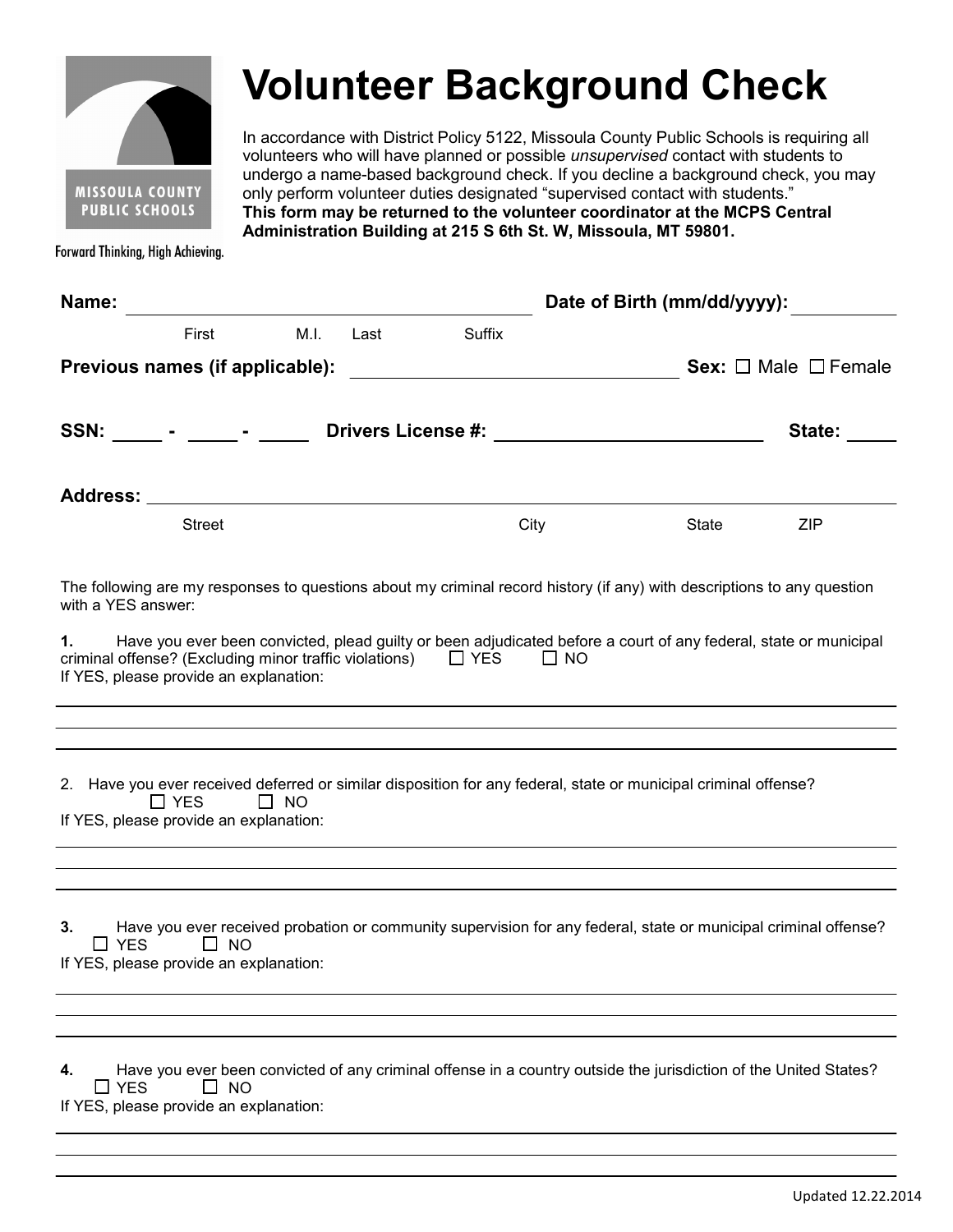MISSOULA COUNTY PUBLIC SCHOOLS

Forward Thinking, High Achieving.

# Volunteer Background Check

In accordance with District Policy 5122, Missoula County Public Schools is requiring all volunteers who will have planned or possible *unsupervised* contact with students to undergo a name-based background check. If you decline a background check, you may only perform volunteer duties designated "supervised contact with students."
**This form may be returned to the volunteer coordinator at the MCPS Central Administration Building at 215 S 6th St. W, Missoula, MT 59801.**

**Name:** ______________________________ **Date of Birth (mm/dd/yyyy):** __________
First M.I. Last Suffix

**Previous names (if applicable):** ______________________________ **Sex:** ☐ Male ☐ Female

**SSN:** _____ - _____ - _____ **Drivers License #:** ______________________ **State:** _____

**Address:** ____________________________________________________________
Street City State ZIP

The following are my responses to questions about my criminal record history (if any) with descriptions to any question with a YES answer:

**1.** Have you ever been convicted, plead guilty or been adjudicated before a court of any federal, state or municipal criminal offense? (Excluding minor traffic violations) ☐ YES ☐ NO
If YES, please provide an explanation:

______________________________________________________________________

______________________________________________________________________

______________________________________________________________________

2. Have you ever received deferred or similar disposition for any federal, state or municipal criminal offense?
☐ YES ☐ NO
If YES, please provide an explanation:

______________________________________________________________________

______________________________________________________________________

______________________________________________________________________

**3.** Have you ever received probation or community supervision for any federal, state or municipal criminal offense?
☐ YES ☐ NO
If YES, please provide an explanation:

______________________________________________________________________

______________________________________________________________________

______________________________________________________________________

**4.** Have you ever been convicted of any criminal offense in a country outside the jurisdiction of the United States?
☐ YES ☐ NO
If YES, please provide an explanation:

______________________________________________________________________

______________________________________________________________________

______________________________________________________________________

Updated 12.22.2014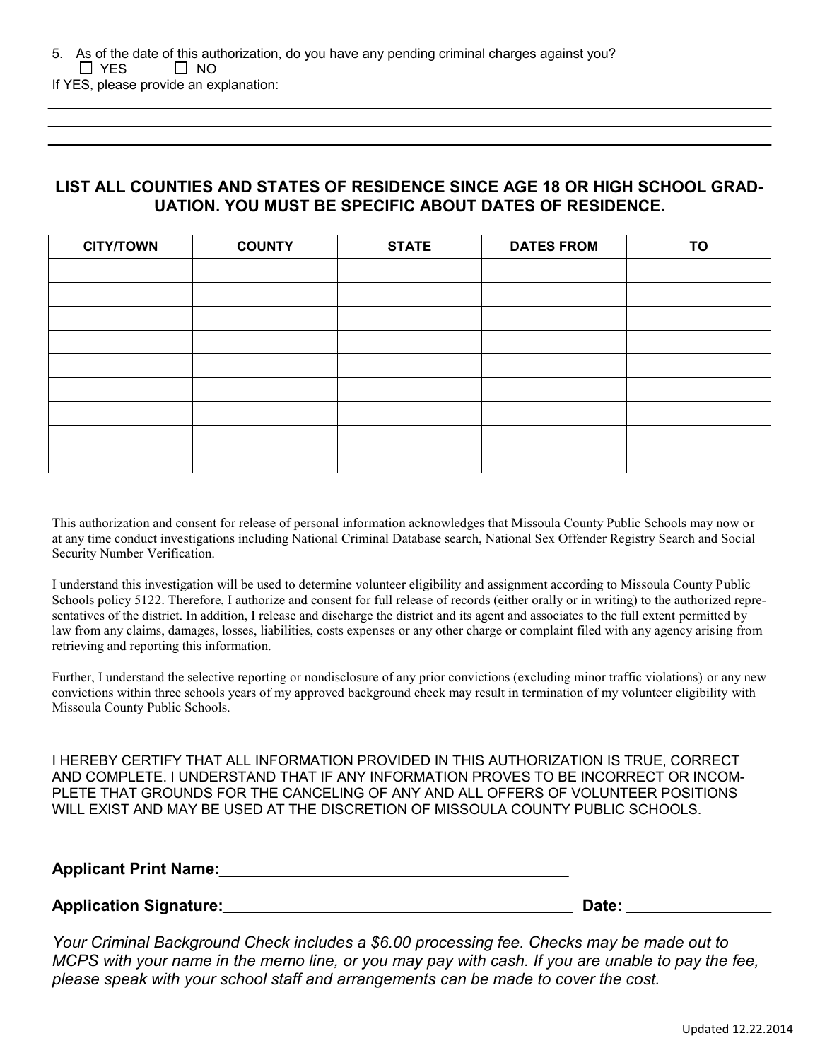5. As of the date of this authorization, do you have any pending criminal charges against you?
☐ YES ☐ NO

If YES, please provide an explanation:

\_\_\_\_\_\_\_\_\_\_\_\_\_\_\_\_\_\_\_\_\_\_\_\_\_\_\_\_\_\_\_\_\_\_\_\_\_\_\_\_\_\_\_\_\_\_\_\_\_\_\_\_\_\_\_\_\_\_\_\_

\_\_\_\_\_\_\_\_\_\_\_\_\_\_\_\_\_\_\_\_\_\_\_\_\_\_\_\_\_\_\_\_\_\_\_\_\_\_\_\_\_\_\_\_\_\_\_\_\_\_\_\_\_\_\_\_\_\_\_\_

\_\_\_\_\_\_\_\_\_\_\_\_\_\_\_\_\_\_\_\_\_\_\_\_\_\_\_\_\_\_\_\_\_\_\_\_\_\_\_\_\_\_\_\_\_\_\_\_\_\_\_\_\_\_\_\_\_\_\_\_

## LIST ALL COUNTIES AND STATES OF RESIDENCE SINCE AGE 18 OR HIGH SCHOOL GRADUATION. YOU MUST BE SPECIFIC ABOUT DATES OF RESIDENCE.

| CITY/TOWN | COUNTY | STATE | DATES FROM | TO |
|---|---|---|---|---|
| | | | | |
| | | | | |
| | | | | |
| | | | | |
| | | | | |
| | | | | |
| | | | | |
| | | | | |
| | | | | |

This authorization and consent for release of personal information acknowledges that Missoula County Public Schools may now or at any time conduct investigations including National Criminal Database search, National Sex Offender Registry Search and Social Security Number Verification.

I understand this investigation will be used to determine volunteer eligibility and assignment according to Missoula County Public Schools policy 5122. Therefore, I authorize and consent for full release of records (either orally or in writing) to the authorized representatives of the district. In addition, I release and discharge the district and its agent and associates to the full extent permitted by law from any claims, damages, losses, liabilities, costs expenses or any other charge or complaint filed with any agency arising from retrieving and reporting this information.

Further, I understand the selective reporting or nondisclosure of any prior convictions (excluding minor traffic violations) or any new convictions within three schools years of my approved background check may result in termination of my volunteer eligibility with Missoula County Public Schools.

I HEREBY CERTIFY THAT ALL INFORMATION PROVIDED IN THIS AUTHORIZATION IS TRUE, CORRECT AND COMPLETE. I UNDERSTAND THAT IF ANY INFORMATION PROVES TO BE INCORRECT OR INCOMPLETE THAT GROUNDS FOR THE CANCELING OF ANY AND ALL OFFERS OF VOLUNTEER POSITIONS WILL EXIST AND MAY BE USED AT THE DISCRETION OF MISSOULA COUNTY PUBLIC SCHOOLS.

**Applicant Print Name:**\_\_\_\_\_\_\_\_\_\_\_\_\_\_\_\_\_\_\_\_\_\_\_\_\_\_\_\_\_\_\_\_\_\_\_\_\_\_\_\_

**Application Signature:**\_\_\_\_\_\_\_\_\_\_\_\_\_\_\_\_\_\_\_\_\_\_\_\_\_\_\_\_\_\_\_\_\_\_\_\_\_\_\_\_ **Date:** \_\_\_\_\_\_\_\_\_\_\_\_\_\_\_\_

*Your Criminal Background Check includes a $6.00 processing fee. Checks may be made out to MCPS with your name in the memo line, or you may pay with cash. If you are unable to pay the fee, please speak with your school staff and arrangements can be made to cover the cost.*

Updated 12.22.2014